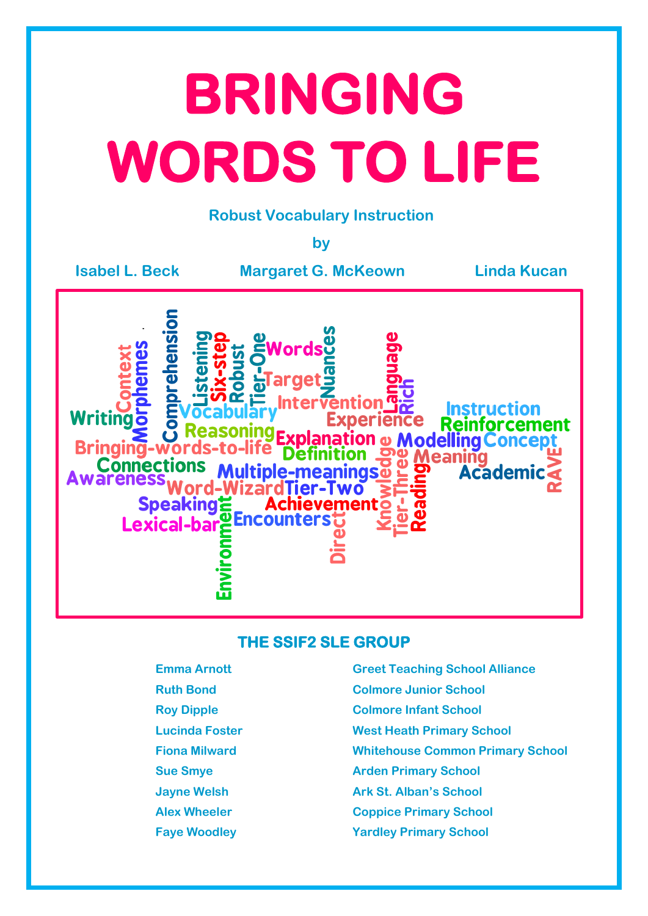# BRINGING WORDS TO LIFE

Robust Vocabulary Instruction

by

Isabel L. Beck    Margaret G. McKeown    Linda Kucan

Context Morphemes Comprehension Listening Six-step Robust Tier-One Words Target Nuances Language Rich Intervention Writing Vocabulary Experience Instruction Reinforcement Reasoning Explanation Modelling Concept Bringing-words-to-life Definition Meaning Connections Knowledge Tier-Three Reading Academic RAVE Awareness Multiple-meanings Word-Wizard Tier-Two Speaking Achievement Lexical-bar Encounters Direct Environment

## THE SSIF2 SLE GROUP

| | |
|---|---|
| Emma Arnott | Greet Teaching School Alliance |
| Ruth Bond | Colmore Junior School |
| Roy Dipple | Colmore Infant School |
| Lucinda Foster | West Heath Primary School |
| Fiona Milward | Whitehouse Common Primary School |
| Sue Smye | Arden Primary School |
| Jayne Welsh | Ark St. Alban's School |
| Alex Wheeler | Coppice Primary School |
| Faye Woodley | Yardley Primary School |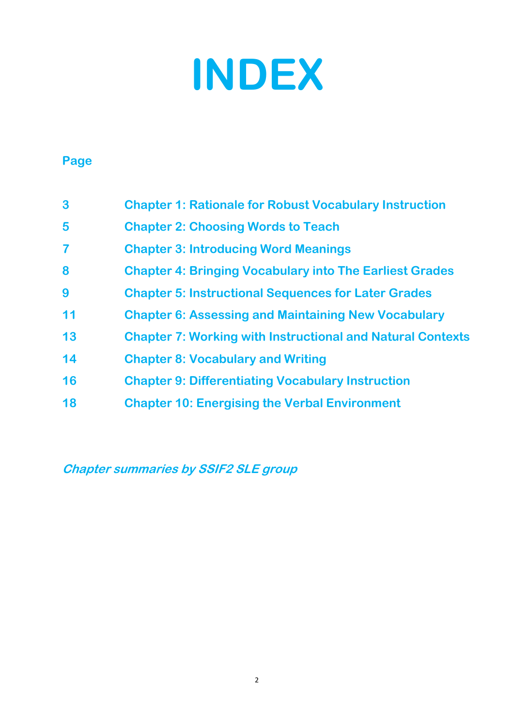# INDEX

**Page**

| Page | Chapter |
|---|---|
| **3** | **Chapter 1: Rationale for Robust Vocabulary Instruction** |
| **5** | **Chapter 2: Choosing Words to Teach** |
| **7** | **Chapter 3: Introducing Word Meanings** |
| **8** | **Chapter 4: Bringing Vocabulary into The Earliest Grades** |
| **9** | **Chapter 5: Instructional Sequences for Later Grades** |
| **11** | **Chapter 6: Assessing and Maintaining New Vocabulary** |
| **13** | **Chapter 7: Working with Instructional and Natural Contexts** |
| **14** | **Chapter 8: Vocabulary and Writing** |
| **16** | **Chapter 9: Differentiating Vocabulary Instruction** |
| **18** | **Chapter 10: Energising the Verbal Environment** |

***Chapter summaries by SSIF2 SLE group***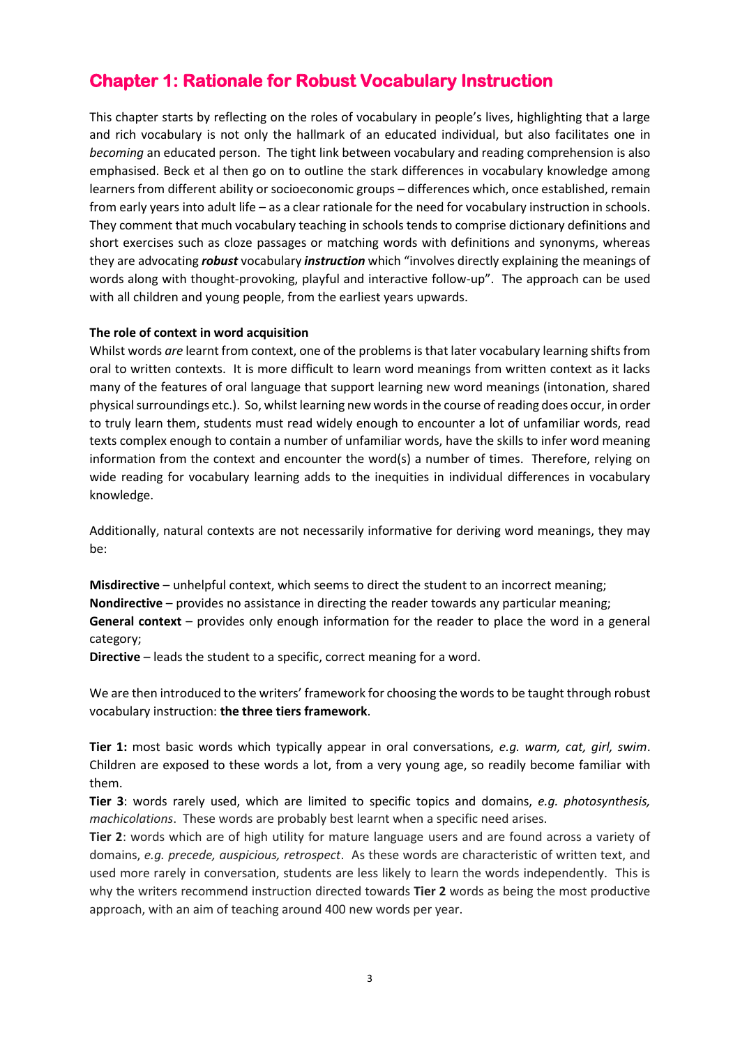# Chapter 1: Rationale for Robust Vocabulary Instruction

This chapter starts by reflecting on the roles of vocabulary in people's lives, highlighting that a large and rich vocabulary is not only the hallmark of an educated individual, but also facilitates one in *becoming* an educated person. The tight link between vocabulary and reading comprehension is also emphasised. Beck et al then go on to outline the stark differences in vocabulary knowledge among learners from different ability or socioeconomic groups – differences which, once established, remain from early years into adult life – as a clear rationale for the need for vocabulary instruction in schools. They comment that much vocabulary teaching in schools tends to comprise dictionary definitions and short exercises such as cloze passages or matching words with definitions and synonyms, whereas they are advocating ***robust*** vocabulary ***instruction*** which "involves directly explaining the meanings of words along with thought-provoking, playful and interactive follow-up". The approach can be used with all children and young people, from the earliest years upwards.

**The role of context in word acquisition**

Whilst words *are* learnt from context, one of the problems is that later vocabulary learning shifts from oral to written contexts. It is more difficult to learn word meanings from written context as it lacks many of the features of oral language that support learning new word meanings (intonation, shared physical surroundings etc.). So, whilst learning new words in the course of reading does occur, in order to truly learn them, students must read widely enough to encounter a lot of unfamiliar words, read texts complex enough to contain a number of unfamiliar words, have the skills to infer word meaning information from the context and encounter the word(s) a number of times. Therefore, relying on wide reading for vocabulary learning adds to the inequities in individual differences in vocabulary knowledge.

Additionally, natural contexts are not necessarily informative for deriving word meanings, they may be:

**Misdirective** – unhelpful context, which seems to direct the student to an incorrect meaning;
**Nondirective** – provides no assistance in directing the reader towards any particular meaning;
**General context** – provides only enough information for the reader to place the word in a general category;
**Directive** – leads the student to a specific, correct meaning for a word.

We are then introduced to the writers' framework for choosing the words to be taught through robust vocabulary instruction: **the three tiers framework**.

**Tier 1:** most basic words which typically appear in oral conversations, *e.g. warm, cat, girl, swim*. Children are exposed to these words a lot, from a very young age, so readily become familiar with them.
**Tier 3**: words rarely used, which are limited to specific topics and domains, *e.g. photosynthesis, machicolations*. These words are probably best learnt when a specific need arises.
**Tier 2**: words which are of high utility for mature language users and are found across a variety of domains, *e.g. precede, auspicious, retrospect*. As these words are characteristic of written text, and used more rarely in conversation, students are less likely to learn the words independently. This is why the writers recommend instruction directed towards **Tier 2** words as being the most productive approach, with an aim of teaching around 400 new words per year.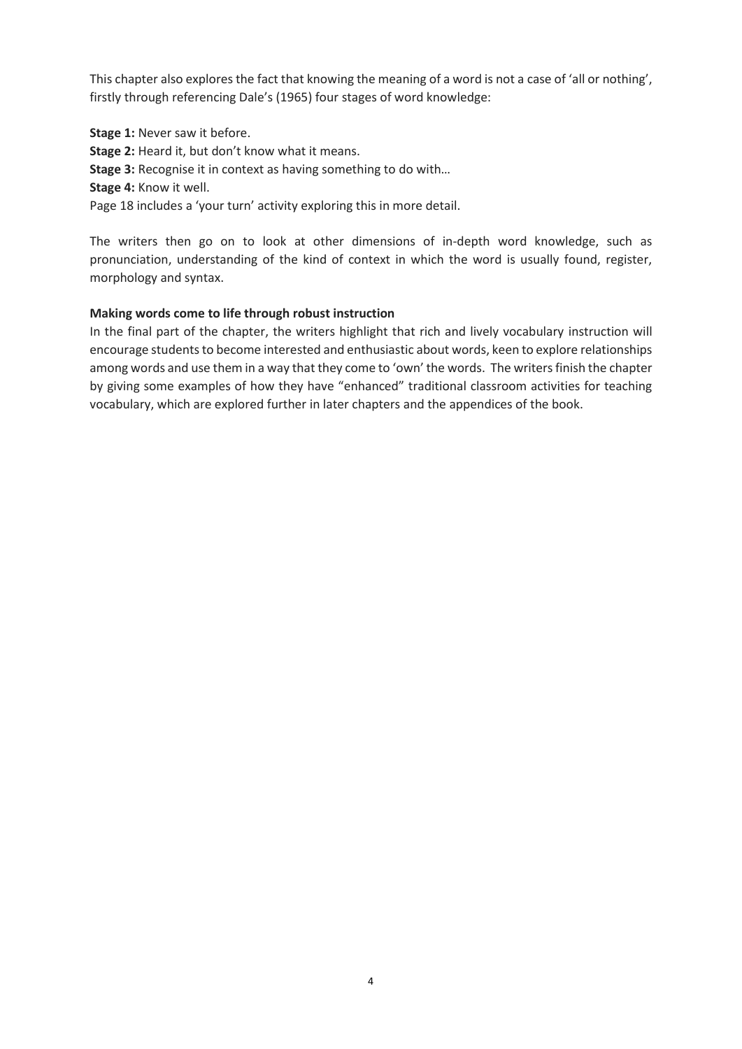This chapter also explores the fact that knowing the meaning of a word is not a case of 'all or nothing', firstly through referencing Dale's (1965) four stages of word knowledge:

**Stage 1:** Never saw it before.
**Stage 2:** Heard it, but don't know what it means.
**Stage 3:** Recognise it in context as having something to do with…
**Stage 4:** Know it well.
Page 18 includes a 'your turn' activity exploring this in more detail.

The writers then go on to look at other dimensions of in-depth word knowledge, such as pronunciation, understanding of the kind of context in which the word is usually found, register, morphology and syntax.

**Making words come to life through robust instruction**
In the final part of the chapter, the writers highlight that rich and lively vocabulary instruction will encourage students to become interested and enthusiastic about words, keen to explore relationships among words and use them in a way that they come to 'own' the words. The writers finish the chapter by giving some examples of how they have "enhanced" traditional classroom activities for teaching vocabulary, which are explored further in later chapters and the appendices of the book.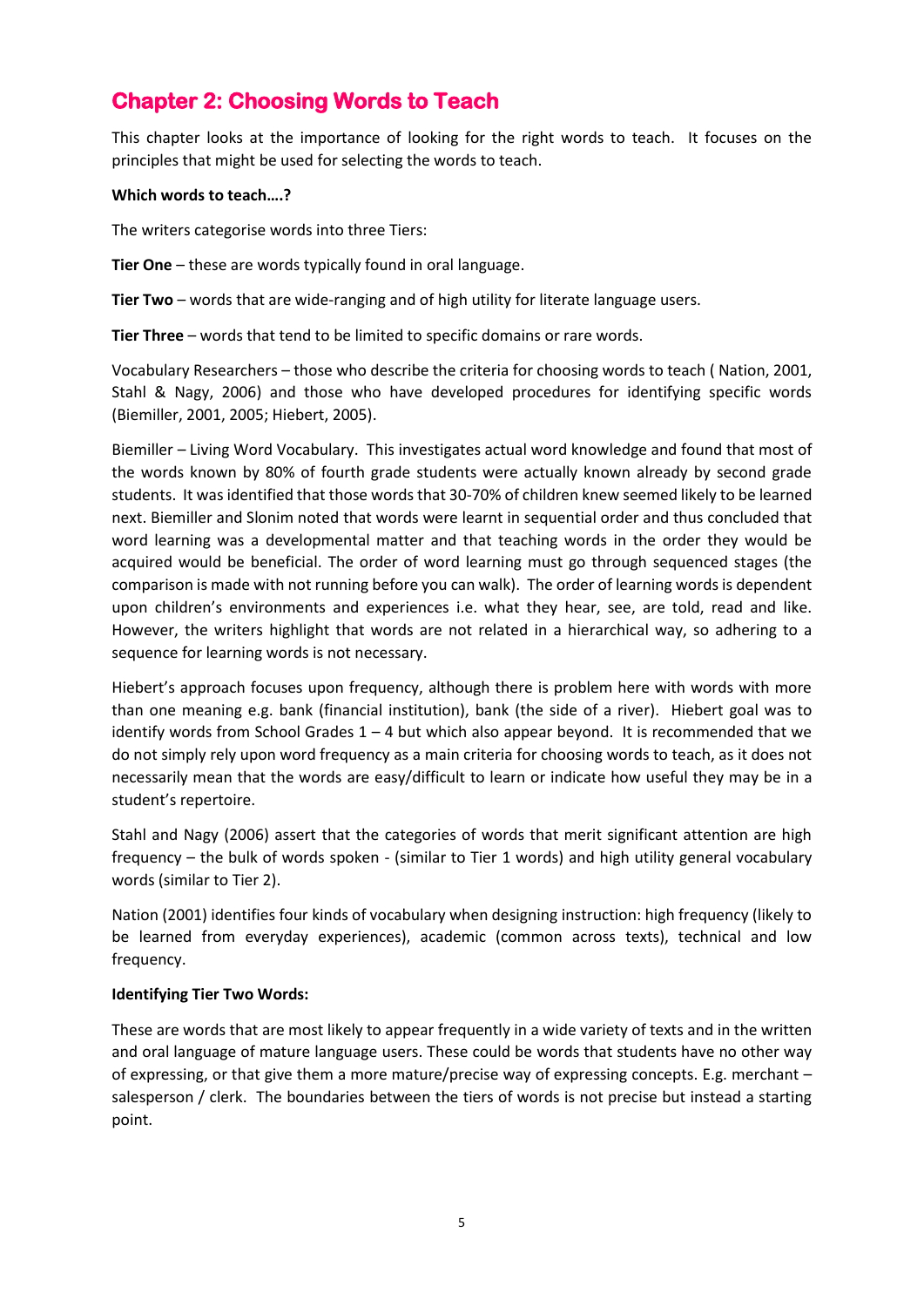## Chapter 2: Choosing Words to Teach

This chapter looks at the importance of looking for the right words to teach. It focuses on the principles that might be used for selecting the words to teach.

**Which words to teach….?**

The writers categorise words into three Tiers:

**Tier One** – these are words typically found in oral language.

**Tier Two** – words that are wide-ranging and of high utility for literate language users.

**Tier Three** – words that tend to be limited to specific domains or rare words.

Vocabulary Researchers – those who describe the criteria for choosing words to teach ( Nation, 2001, Stahl & Nagy, 2006) and those who have developed procedures for identifying specific words (Biemiller, 2001, 2005; Hiebert, 2005).

Biemiller – Living Word Vocabulary. This investigates actual word knowledge and found that most of the words known by 80% of fourth grade students were actually known already by second grade students. It was identified that those words that 30-70% of children knew seemed likely to be learned next. Biemiller and Slonim noted that words were learnt in sequential order and thus concluded that word learning was a developmental matter and that teaching words in the order they would be acquired would be beneficial. The order of word learning must go through sequenced stages (the comparison is made with not running before you can walk). The order of learning words is dependent upon children's environments and experiences i.e. what they hear, see, are told, read and like. However, the writers highlight that words are not related in a hierarchical way, so adhering to a sequence for learning words is not necessary.

Hiebert's approach focuses upon frequency, although there is problem here with words with more than one meaning e.g. bank (financial institution), bank (the side of a river). Hiebert goal was to identify words from School Grades 1 – 4 but which also appear beyond. It is recommended that we do not simply rely upon word frequency as a main criteria for choosing words to teach, as it does not necessarily mean that the words are easy/difficult to learn or indicate how useful they may be in a student's repertoire.

Stahl and Nagy (2006) assert that the categories of words that merit significant attention are high frequency – the bulk of words spoken - (similar to Tier 1 words) and high utility general vocabulary words (similar to Tier 2).

Nation (2001) identifies four kinds of vocabulary when designing instruction: high frequency (likely to be learned from everyday experiences), academic (common across texts), technical and low frequency.

**Identifying Tier Two Words:**

These are words that are most likely to appear frequently in a wide variety of texts and in the written and oral language of mature language users. These could be words that students have no other way of expressing, or that give them a more mature/precise way of expressing concepts. E.g. merchant – salesperson / clerk. The boundaries between the tiers of words is not precise but instead a starting point.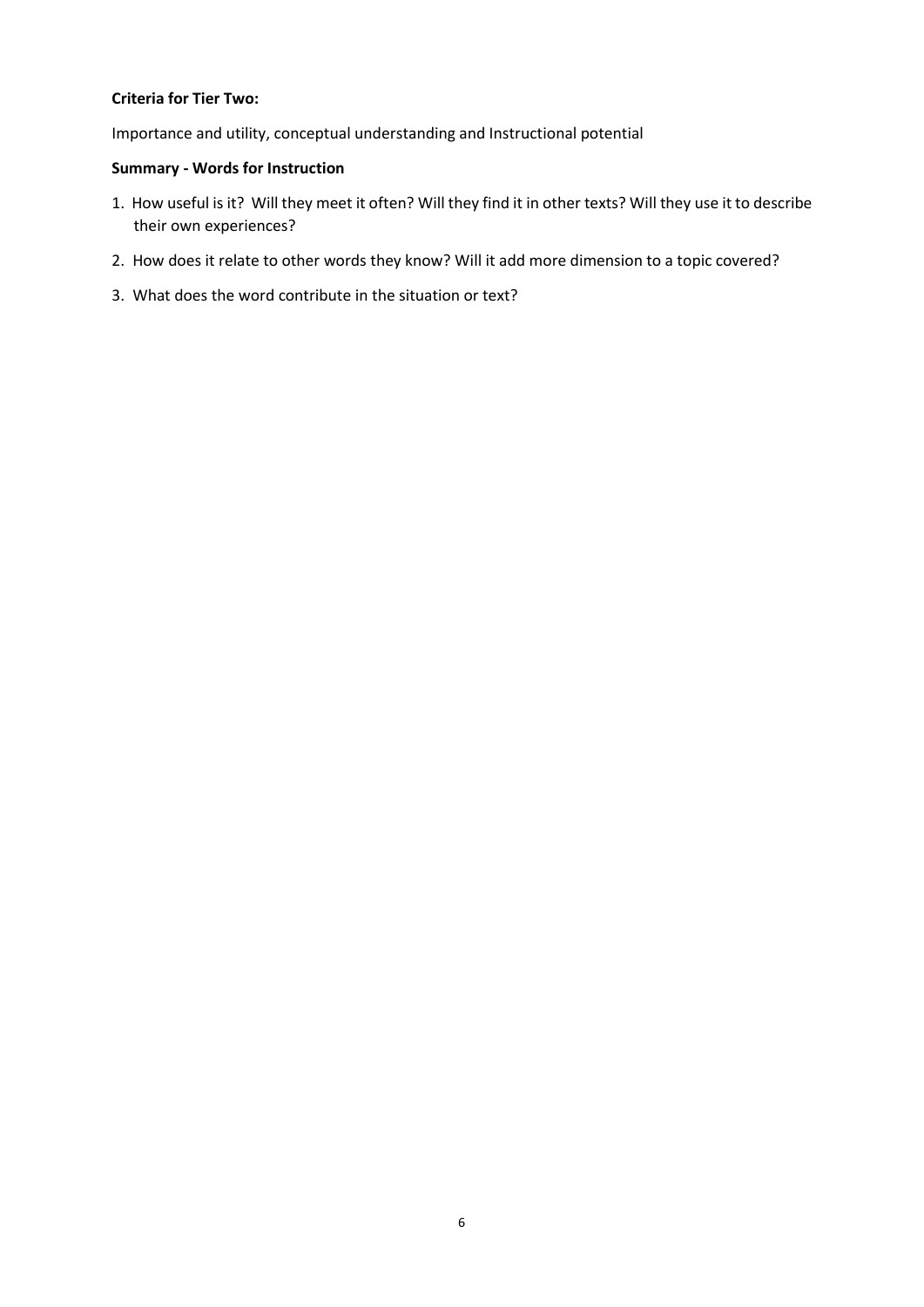**Criteria for Tier Two:**

Importance and utility, conceptual understanding and Instructional potential

**Summary - Words for Instruction**

1. How useful is it? Will they meet it often? Will they find it in other texts? Will they use it to describe their own experiences?
2. How does it relate to other words they know? Will it add more dimension to a topic covered?
3. What does the word contribute in the situation or text?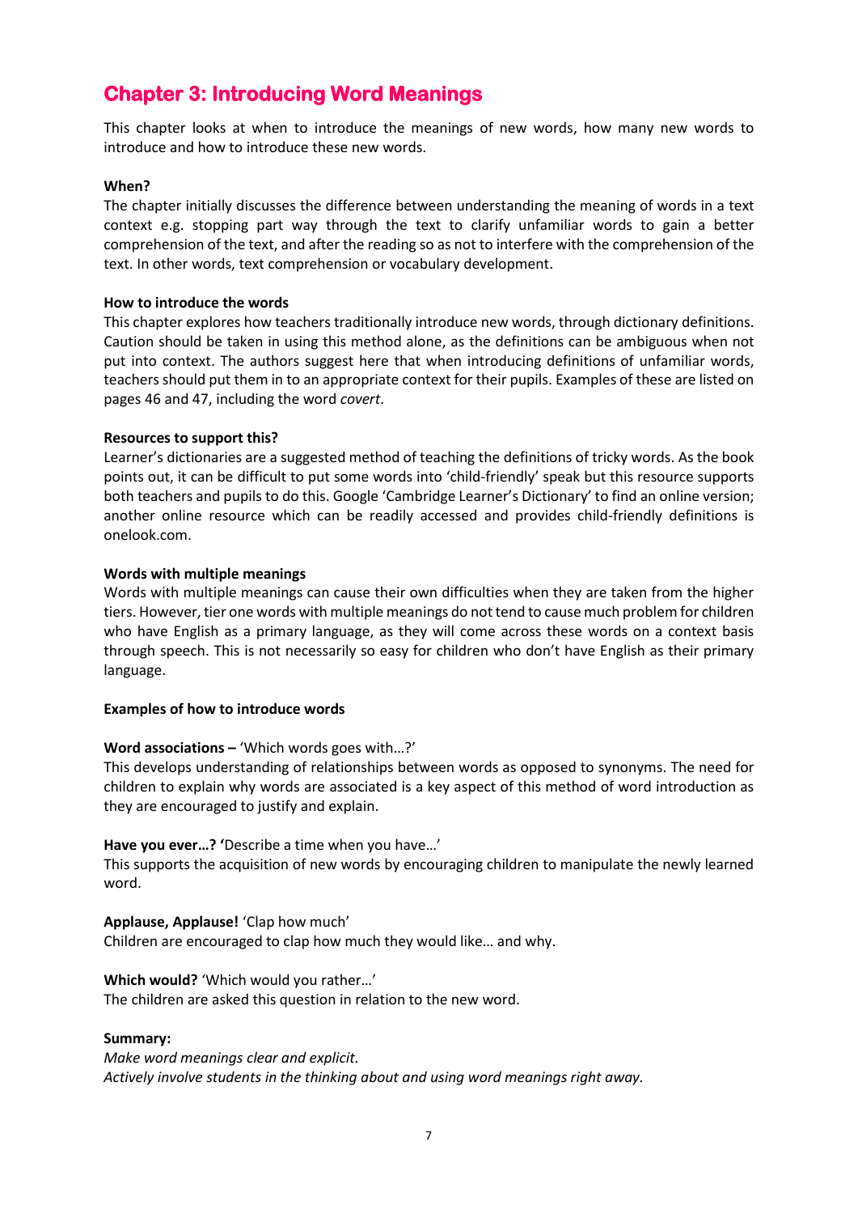# Chapter 3: Introducing Word Meanings

This chapter looks at when to introduce the meanings of new words, how many new words to introduce and how to introduce these new words.

**When?**

The chapter initially discusses the difference between understanding the meaning of words in a text context e.g. stopping part way through the text to clarify unfamiliar words to gain a better comprehension of the text, and after the reading so as not to interfere with the comprehension of the text. In other words, text comprehension or vocabulary development.

**How to introduce the words**

This chapter explores how teachers traditionally introduce new words, through dictionary definitions. Caution should be taken in using this method alone, as the definitions can be ambiguous when not put into context. The authors suggest here that when introducing definitions of unfamiliar words, teachers should put them in to an appropriate context for their pupils. Examples of these are listed on pages 46 and 47, including the word *covert*.

**Resources to support this?**

Learner's dictionaries are a suggested method of teaching the definitions of tricky words. As the book points out, it can be difficult to put some words into 'child-friendly' speak but this resource supports both teachers and pupils to do this. Google 'Cambridge Learner's Dictionary' to find an online version; another online resource which can be readily accessed and provides child-friendly definitions is onelook.com.

**Words with multiple meanings**

Words with multiple meanings can cause their own difficulties when they are taken from the higher tiers. However, tier one words with multiple meanings do not tend to cause much problem for children who have English as a primary language, as they will come across these words on a context basis through speech. This is not necessarily so easy for children who don't have English as their primary language.

**Examples of how to introduce words**

**Word associations –** 'Which words goes with…?'
This develops understanding of relationships between words as opposed to synonyms. The need for children to explain why words are associated is a key aspect of this method of word introduction as they are encouraged to justify and explain.

**Have you ever…? '**Describe a time when you have…'
This supports the acquisition of new words by encouraging children to manipulate the newly learned word.

**Applause, Applause!** 'Clap how much'
Children are encouraged to clap how much they would like… and why.

**Which would?** 'Which would you rather…'
The children are asked this question in relation to the new word.

**Summary:**
*Make word meanings clear and explicit.*
*Actively involve students in the thinking about and using word meanings right away.*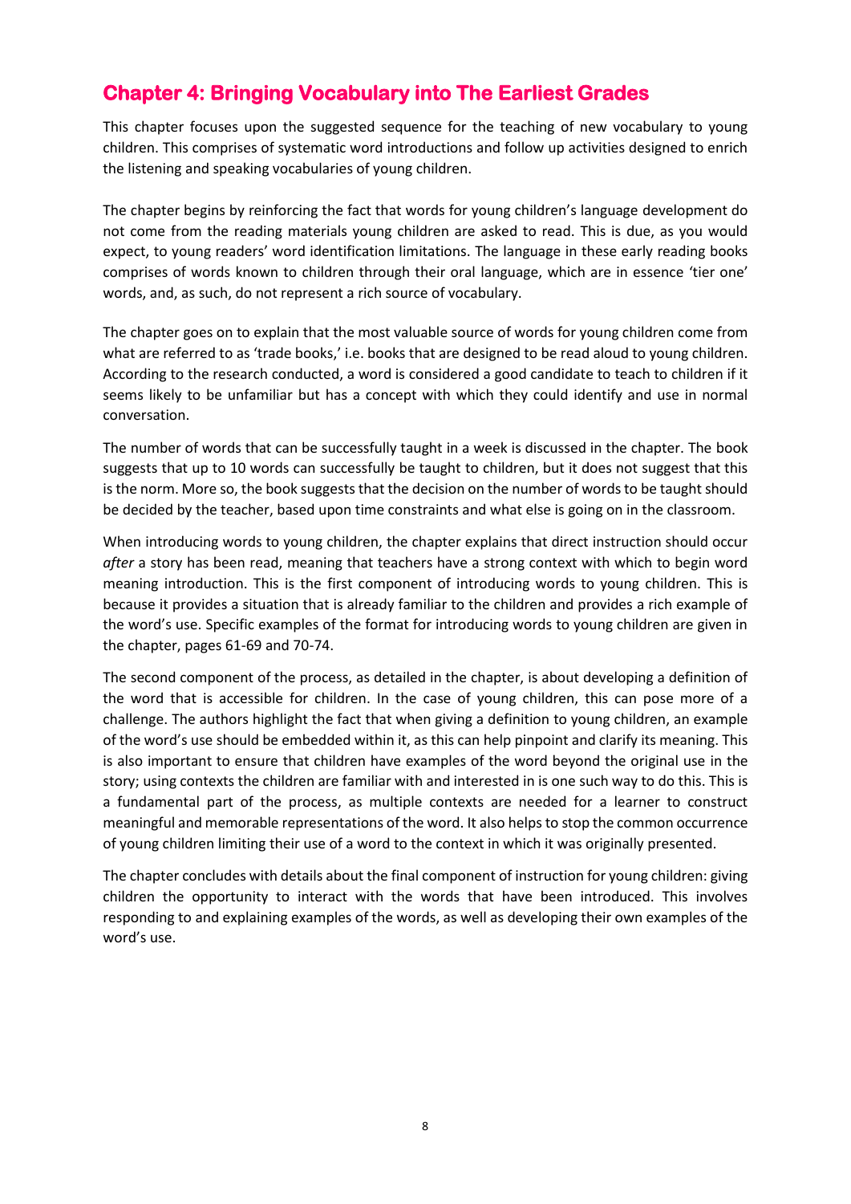## Chapter 4: Bringing Vocabulary into The Earliest Grades

This chapter focuses upon the suggested sequence for the teaching of new vocabulary to young children. This comprises of systematic word introductions and follow up activities designed to enrich the listening and speaking vocabularies of young children.

The chapter begins by reinforcing the fact that words for young children's language development do not come from the reading materials young children are asked to read. This is due, as you would expect, to young readers' word identification limitations. The language in these early reading books comprises of words known to children through their oral language, which are in essence 'tier one' words, and, as such, do not represent a rich source of vocabulary.

The chapter goes on to explain that the most valuable source of words for young children come from what are referred to as 'trade books,' i.e. books that are designed to be read aloud to young children. According to the research conducted, a word is considered a good candidate to teach to children if it seems likely to be unfamiliar but has a concept with which they could identify and use in normal conversation.

The number of words that can be successfully taught in a week is discussed in the chapter. The book suggests that up to 10 words can successfully be taught to children, but it does not suggest that this is the norm. More so, the book suggests that the decision on the number of words to be taught should be decided by the teacher, based upon time constraints and what else is going on in the classroom.

When introducing words to young children, the chapter explains that direct instruction should occur *after* a story has been read, meaning that teachers have a strong context with which to begin word meaning introduction. This is the first component of introducing words to young children. This is because it provides a situation that is already familiar to the children and provides a rich example of the word's use. Specific examples of the format for introducing words to young children are given in the chapter, pages 61-69 and 70-74.

The second component of the process, as detailed in the chapter, is about developing a definition of the word that is accessible for children. In the case of young children, this can pose more of a challenge. The authors highlight the fact that when giving a definition to young children, an example of the word's use should be embedded within it, as this can help pinpoint and clarify its meaning. This is also important to ensure that children have examples of the word beyond the original use in the story; using contexts the children are familiar with and interested in is one such way to do this. This is a fundamental part of the process, as multiple contexts are needed for a learner to construct meaningful and memorable representations of the word. It also helps to stop the common occurrence of young children limiting their use of a word to the context in which it was originally presented.

The chapter concludes with details about the final component of instruction for young children: giving children the opportunity to interact with the words that have been introduced. This involves responding to and explaining examples of the words, as well as developing their own examples of the word's use.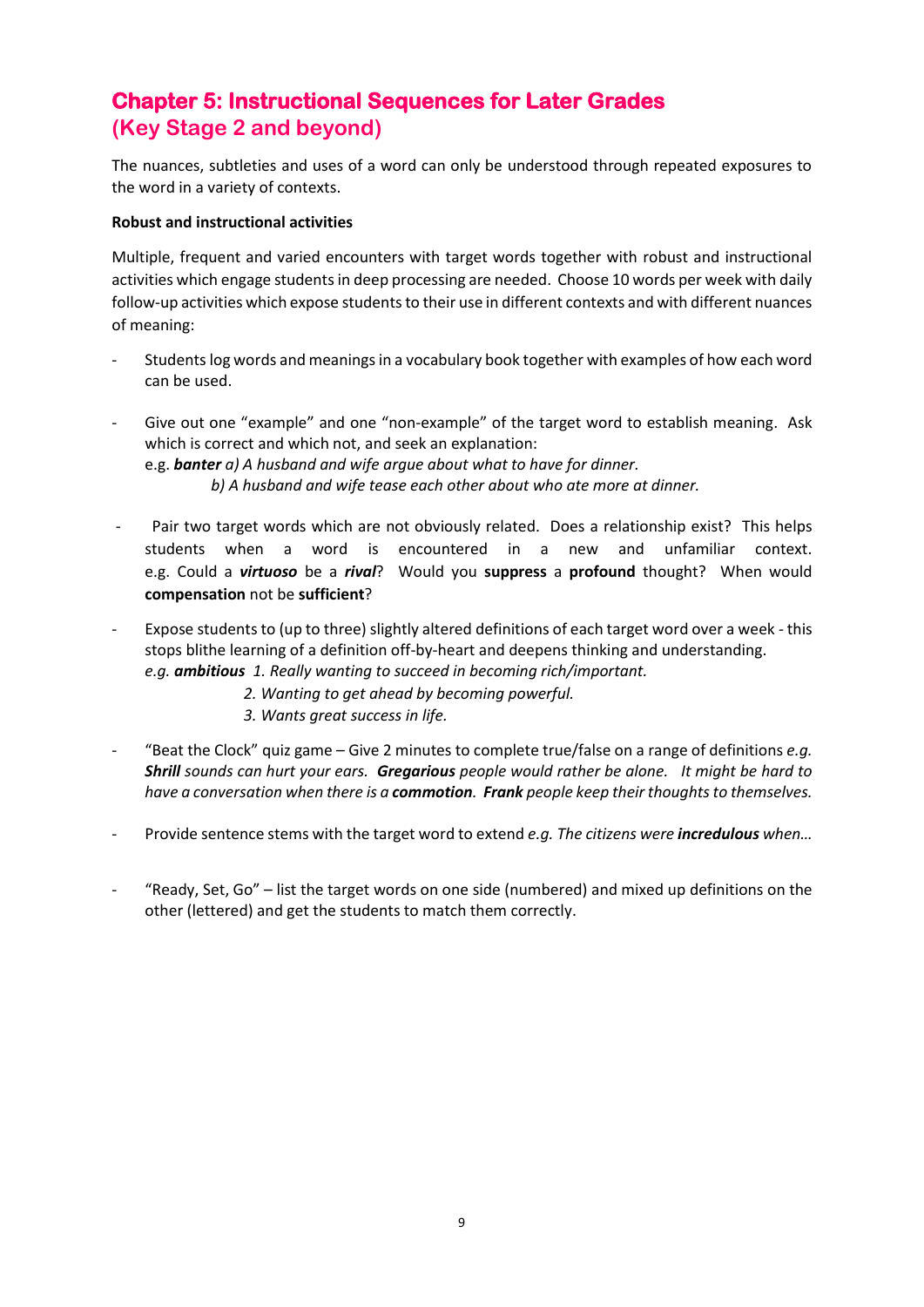# Chapter 5: Instructional Sequences for Later Grades
## (Key Stage 2 and beyond)

The nuances, subtleties and uses of a word can only be understood through repeated exposures to the word in a variety of contexts.

**Robust and instructional activities**

Multiple, frequent and varied encounters with target words together with robust and instructional activities which engage students in deep processing are needed. Choose 10 words per week with daily follow-up activities which expose students to their use in different contexts and with different nuances of meaning:

- Students log words and meanings in a vocabulary book together with examples of how each word can be used.

- Give out one "example" and one "non-example" of the target word to establish meaning. Ask which is correct and which not, and seek an explanation:
  e.g. ***banter*** *a) A husband and wife argue about what to have for dinner.*
  *b) A husband and wife tease each other about who ate more at dinner.*

- Pair two target words which are not obviously related. Does a relationship exist? This helps students when a word is encountered in a new and unfamiliar context. e.g. Could a ***virtuoso*** be a ***rival***? Would you **suppress** a **profound** thought? When would **compensation** not be **sufficient**?

- Expose students to (up to three) slightly altered definitions of each target word over a week - this stops blithe learning of a definition off-by-heart and deepens thinking and understanding.
  *e.g.* ***ambitious*** *1. Really wanting to succeed in becoming rich/important.*
  *2. Wanting to get ahead by becoming powerful.*
  *3. Wants great success in life.*

- "Beat the Clock" quiz game – Give 2 minutes to complete true/false on a range of definitions *e.g.* ***Shrill*** *sounds can hurt your ears.* ***Gregarious*** *people would rather be alone. It might be hard to have a conversation when there is a* ***commotion****.* ***Frank*** *people keep their thoughts to themselves.*

- Provide sentence stems with the target word to extend *e.g. The citizens were* ***incredulous*** *when…*

- "Ready, Set, Go" – list the target words on one side (numbered) and mixed up definitions on the other (lettered) and get the students to match them correctly.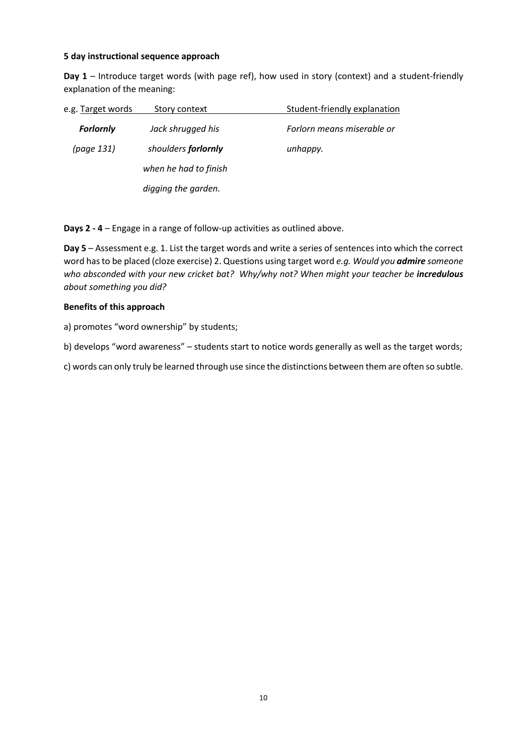**5 day instructional sequence approach**

**Day 1** – Introduce target words (with page ref), how used in story (context) and a student-friendly explanation of the meaning:

| e.g. Target words | Story context | Student-friendly explanation |
|---|---|---|
| ***Forlornly*** *(page 131)* | *Jack shrugged his shoulders **forlornly** when he had to finish digging the garden.* | *Forlorn means miserable or unhappy.* |

**Days 2 - 4** – Engage in a range of follow-up activities as outlined above.

**Day 5** – Assessment e.g. 1. List the target words and write a series of sentences into which the correct word has to be placed (cloze exercise) 2. Questions using target word *e.g. Would you **admire** someone who absconded with your new cricket bat? Why/why not? When might your teacher be **incredulous** about something you did?*

**Benefits of this approach**

a) promotes "word ownership" by students;

b) develops "word awareness" – students start to notice words generally as well as the target words;

c) words can only truly be learned through use since the distinctions between them are often so subtle.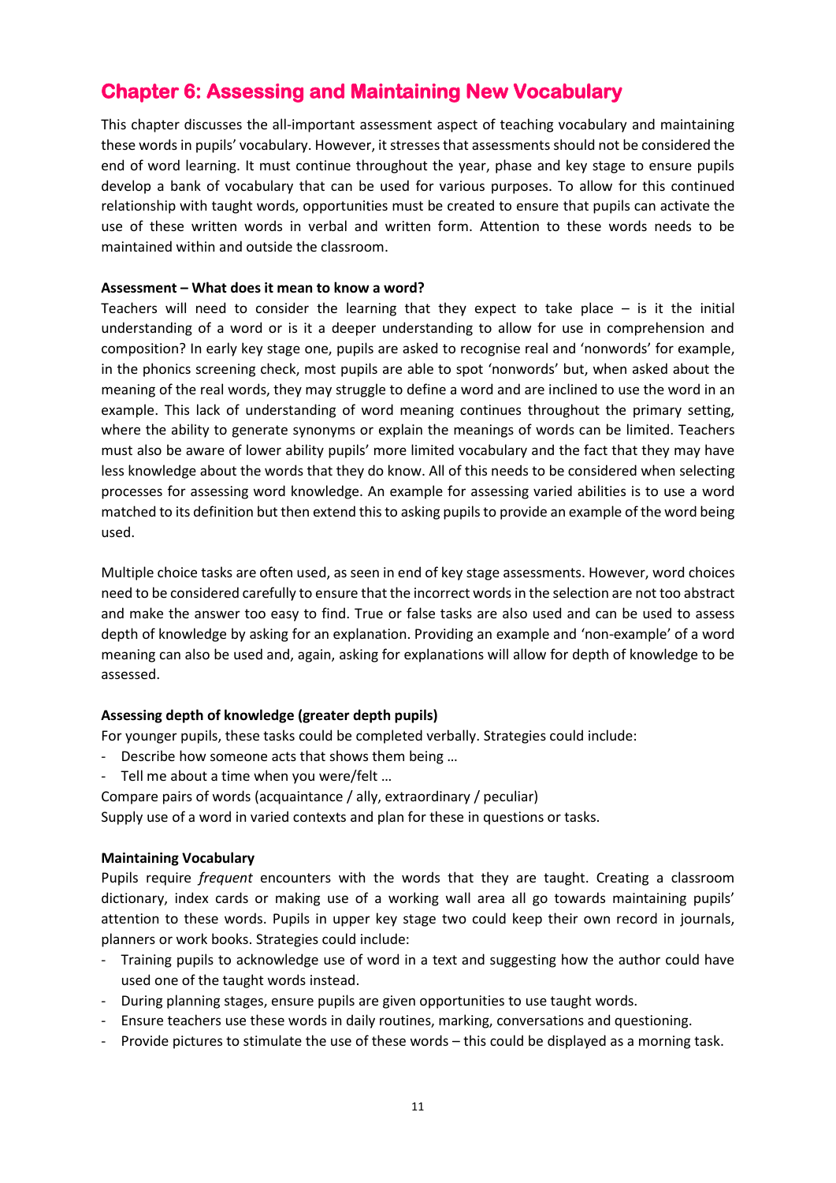# Chapter 6: Assessing and Maintaining New Vocabulary

This chapter discusses the all-important assessment aspect of teaching vocabulary and maintaining these words in pupils' vocabulary. However, it stresses that assessments should not be considered the end of word learning. It must continue throughout the year, phase and key stage to ensure pupils develop a bank of vocabulary that can be used for various purposes. To allow for this continued relationship with taught words, opportunities must be created to ensure that pupils can activate the use of these written words in verbal and written form. Attention to these words needs to be maintained within and outside the classroom.

**Assessment – What does it mean to know a word?**

Teachers will need to consider the learning that they expect to take place – is it the initial understanding of a word or is it a deeper understanding to allow for use in comprehension and composition? In early key stage one, pupils are asked to recognise real and 'nonwords' for example, in the phonics screening check, most pupils are able to spot 'nonwords' but, when asked about the meaning of the real words, they may struggle to define a word and are inclined to use the word in an example. This lack of understanding of word meaning continues throughout the primary setting, where the ability to generate synonyms or explain the meanings of words can be limited. Teachers must also be aware of lower ability pupils' more limited vocabulary and the fact that they may have less knowledge about the words that they do know. All of this needs to be considered when selecting processes for assessing word knowledge. An example for assessing varied abilities is to use a word matched to its definition but then extend this to asking pupils to provide an example of the word being used.

Multiple choice tasks are often used, as seen in end of key stage assessments. However, word choices need to be considered carefully to ensure that the incorrect words in the selection are not too abstract and make the answer too easy to find. True or false tasks are also used and can be used to assess depth of knowledge by asking for an explanation. Providing an example and 'non-example' of a word meaning can also be used and, again, asking for explanations will allow for depth of knowledge to be assessed.

**Assessing depth of knowledge (greater depth pupils)**

For younger pupils, these tasks could be completed verbally. Strategies could include:

- Describe how someone acts that shows them being …
- Tell me about a time when you were/felt …

Compare pairs of words (acquaintance / ally, extraordinary / peculiar)
Supply use of a word in varied contexts and plan for these in questions or tasks.

**Maintaining Vocabulary**

Pupils require *frequent* encounters with the words that they are taught. Creating a classroom dictionary, index cards or making use of a working wall area all go towards maintaining pupils' attention to these words. Pupils in upper key stage two could keep their own record in journals, planners or work books. Strategies could include:

- Training pupils to acknowledge use of word in a text and suggesting how the author could have used one of the taught words instead.
- During planning stages, ensure pupils are given opportunities to use taught words.
- Ensure teachers use these words in daily routines, marking, conversations and questioning.
- Provide pictures to stimulate the use of these words – this could be displayed as a morning task.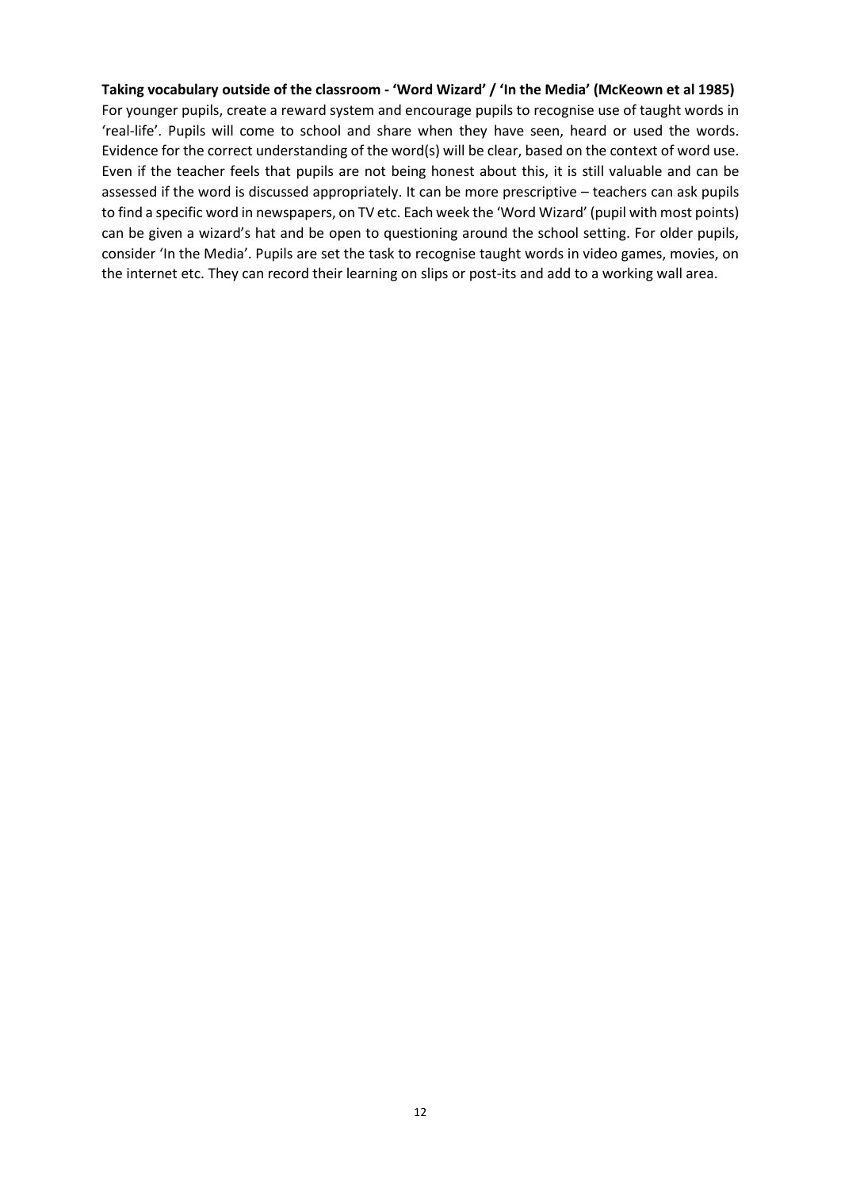**Taking vocabulary outside of the classroom - 'Word Wizard' / 'In the Media' (McKeown et al 1985)**

For younger pupils, create a reward system and encourage pupils to recognise use of taught words in 'real-life'. Pupils will come to school and share when they have seen, heard or used the words. Evidence for the correct understanding of the word(s) will be clear, based on the context of word use. Even if the teacher feels that pupils are not being honest about this, it is still valuable and can be assessed if the word is discussed appropriately. It can be more prescriptive – teachers can ask pupils to find a specific word in newspapers, on TV etc. Each week the 'Word Wizard' (pupil with most points) can be given a wizard's hat and be open to questioning around the school setting. For older pupils, consider 'In the Media'. Pupils are set the task to recognise taught words in video games, movies, on the internet etc. They can record their learning on slips or post-its and add to a working wall area.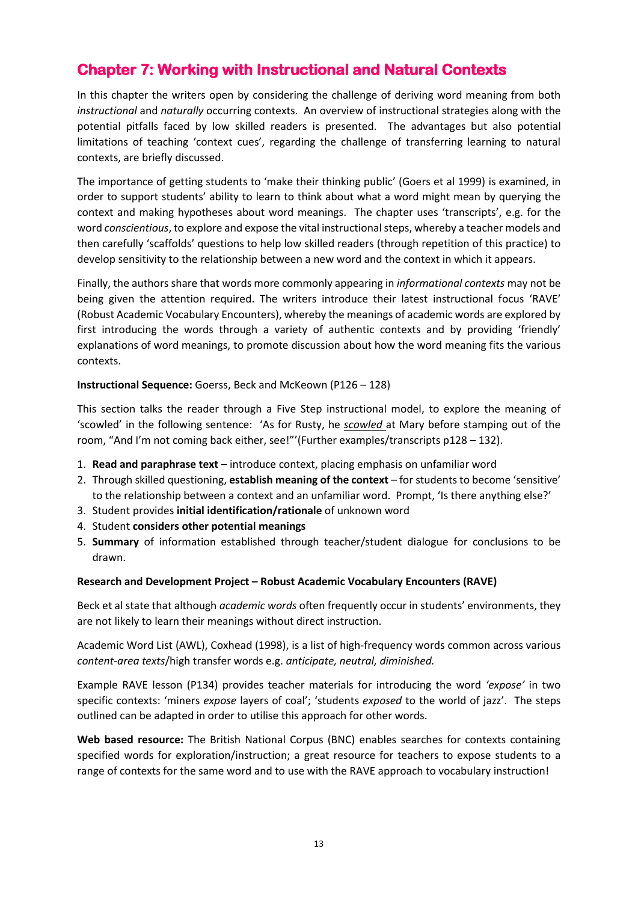## Chapter 7: Working with Instructional and Natural Contexts

In this chapter the writers open by considering the challenge of deriving word meaning from both *instructional* and *naturally* occurring contexts. An overview of instructional strategies along with the potential pitfalls faced by low skilled readers is presented. The advantages but also potential limitations of teaching 'context cues', regarding the challenge of transferring learning to natural contexts, are briefly discussed.

The importance of getting students to 'make their thinking public' (Goers et al 1999) is examined, in order to support students' ability to learn to think about what a word might mean by querying the context and making hypotheses about word meanings. The chapter uses 'transcripts', e.g. for the word *conscientious*, to explore and expose the vital instructional steps, whereby a teacher models and then carefully 'scaffolds' questions to help low skilled readers (through repetition of this practice) to develop sensitivity to the relationship between a new word and the context in which it appears.

Finally, the authors share that words more commonly appearing in *informational contexts* may not be being given the attention required. The writers introduce their latest instructional focus 'RAVE' (Robust Academic Vocabulary Encounters), whereby the meanings of academic words are explored by first introducing the words through a variety of authentic contexts and by providing 'friendly' explanations of word meanings, to promote discussion about how the word meaning fits the various contexts.

**Instructional Sequence:** Goerss, Beck and McKeown (P126 – 128)

This section talks the reader through a Five Step instructional model, to explore the meaning of 'scowled' in the following sentence: 'As for Rusty, he ***scowled*** at Mary before stamping out of the room, "And I'm not coming back either, see!"'(Further examples/transcripts p128 – 132).

1. **Read and paraphrase text** – introduce context, placing emphasis on unfamiliar word
2. Through skilled questioning, **establish meaning of the context** – for students to become 'sensitive' to the relationship between a context and an unfamiliar word. Prompt, 'Is there anything else?'
3. Student provides **initial identification/rationale** of unknown word
4. Student **considers other potential meanings**
5. **Summary** of information established through teacher/student dialogue for conclusions to be drawn.

**Research and Development Project – Robust Academic Vocabulary Encounters (RAVE)**

Beck et al state that although *academic words* often frequently occur in students' environments, they are not likely to learn their meanings without direct instruction.

Academic Word List (AWL), Coxhead (1998), is a list of high-frequency words common across various *content-area texts*/high transfer words e.g. *anticipate, neutral, diminished.*

Example RAVE lesson (P134) provides teacher materials for introducing the word *'expose'* in two specific contexts: 'miners *expose* layers of coal'; 'students *exposed* to the world of jazz'. The steps outlined can be adapted in order to utilise this approach for other words.

**Web based resource:** The British National Corpus (BNC) enables searches for contexts containing specified words for exploration/instruction; a great resource for teachers to expose students to a range of contexts for the same word and to use with the RAVE approach to vocabulary instruction!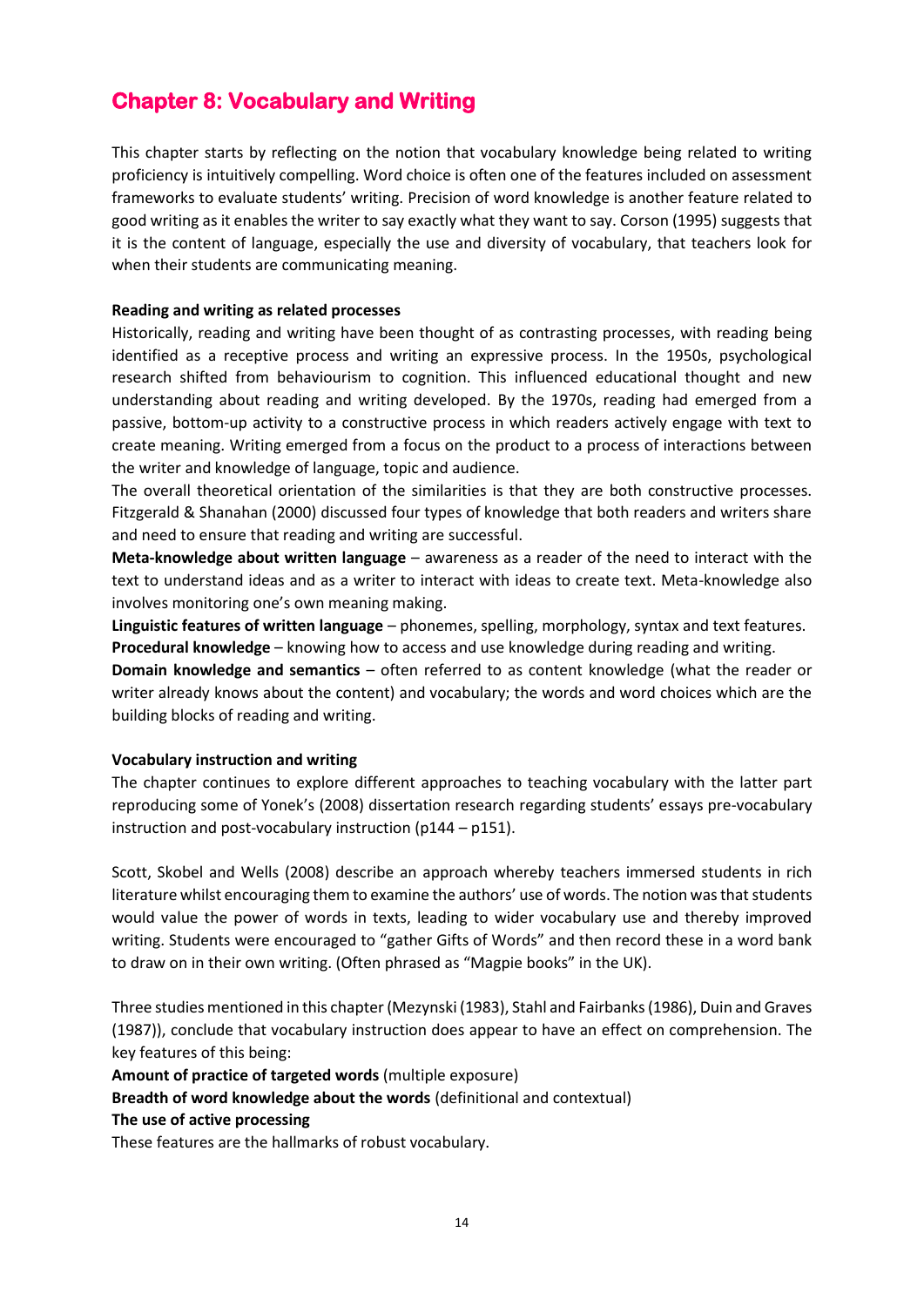## Chapter 8: Vocabulary and Writing

This chapter starts by reflecting on the notion that vocabulary knowledge being related to writing proficiency is intuitively compelling. Word choice is often one of the features included on assessment frameworks to evaluate students' writing. Precision of word knowledge is another feature related to good writing as it enables the writer to say exactly what they want to say. Corson (1995) suggests that it is the content of language, especially the use and diversity of vocabulary, that teachers look for when their students are communicating meaning.

**Reading and writing as related processes**

Historically, reading and writing have been thought of as contrasting processes, with reading being identified as a receptive process and writing an expressive process. In the 1950s, psychological research shifted from behaviourism to cognition. This influenced educational thought and new understanding about reading and writing developed. By the 1970s, reading had emerged from a passive, bottom-up activity to a constructive process in which readers actively engage with text to create meaning. Writing emerged from a focus on the product to a process of interactions between the writer and knowledge of language, topic and audience.

The overall theoretical orientation of the similarities is that they are both constructive processes. Fitzgerald & Shanahan (2000) discussed four types of knowledge that both readers and writers share and need to ensure that reading and writing are successful.

**Meta-knowledge about written language** – awareness as a reader of the need to interact with the text to understand ideas and as a writer to interact with ideas to create text. Meta-knowledge also involves monitoring one's own meaning making.

**Linguistic features of written language** – phonemes, spelling, morphology, syntax and text features.

**Procedural knowledge** – knowing how to access and use knowledge during reading and writing.

**Domain knowledge and semantics** – often referred to as content knowledge (what the reader or writer already knows about the content) and vocabulary; the words and word choices which are the building blocks of reading and writing.

**Vocabulary instruction and writing**

The chapter continues to explore different approaches to teaching vocabulary with the latter part reproducing some of Yonek's (2008) dissertation research regarding students' essays pre-vocabulary instruction and post-vocabulary instruction (p144 – p151).

Scott, Skobel and Wells (2008) describe an approach whereby teachers immersed students in rich literature whilst encouraging them to examine the authors' use of words. The notion was that students would value the power of words in texts, leading to wider vocabulary use and thereby improved writing. Students were encouraged to "gather Gifts of Words" and then record these in a word bank to draw on in their own writing. (Often phrased as "Magpie books" in the UK).

Three studies mentioned in this chapter (Mezynski (1983), Stahl and Fairbanks (1986), Duin and Graves (1987)), conclude that vocabulary instruction does appear to have an effect on comprehension. The key features of this being:

**Amount of practice of targeted words** (multiple exposure)

**Breadth of word knowledge about the words** (definitional and contextual)

**The use of active processing**

These features are the hallmarks of robust vocabulary.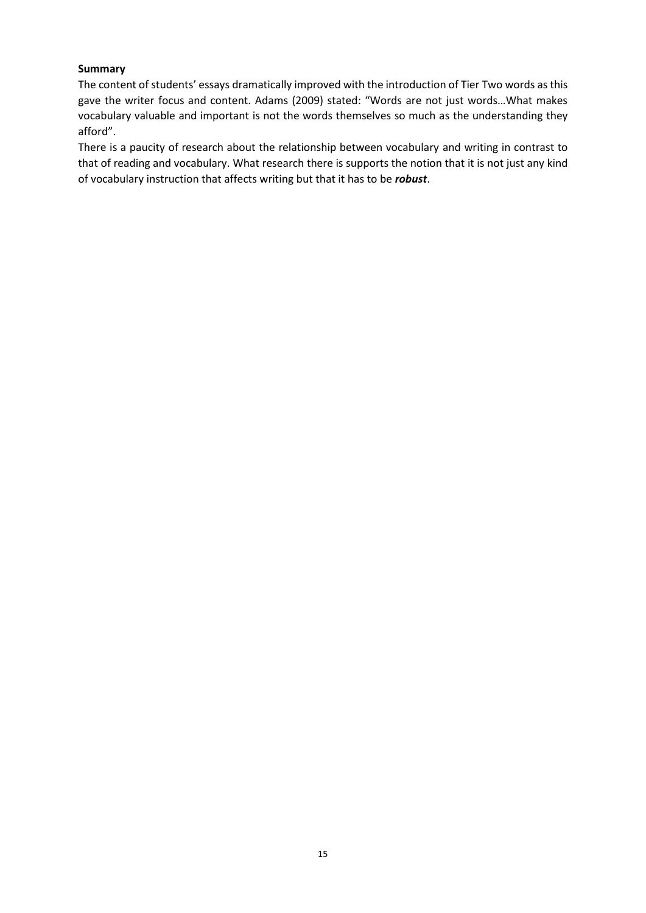**Summary**

The content of students' essays dramatically improved with the introduction of Tier Two words as this gave the writer focus and content. Adams (2009) stated: "Words are not just words…What makes vocabulary valuable and important is not the words themselves so much as the understanding they afford".

There is a paucity of research about the relationship between vocabulary and writing in contrast to that of reading and vocabulary. What research there is supports the notion that it is not just any kind of vocabulary instruction that affects writing but that it has to be ***robust***.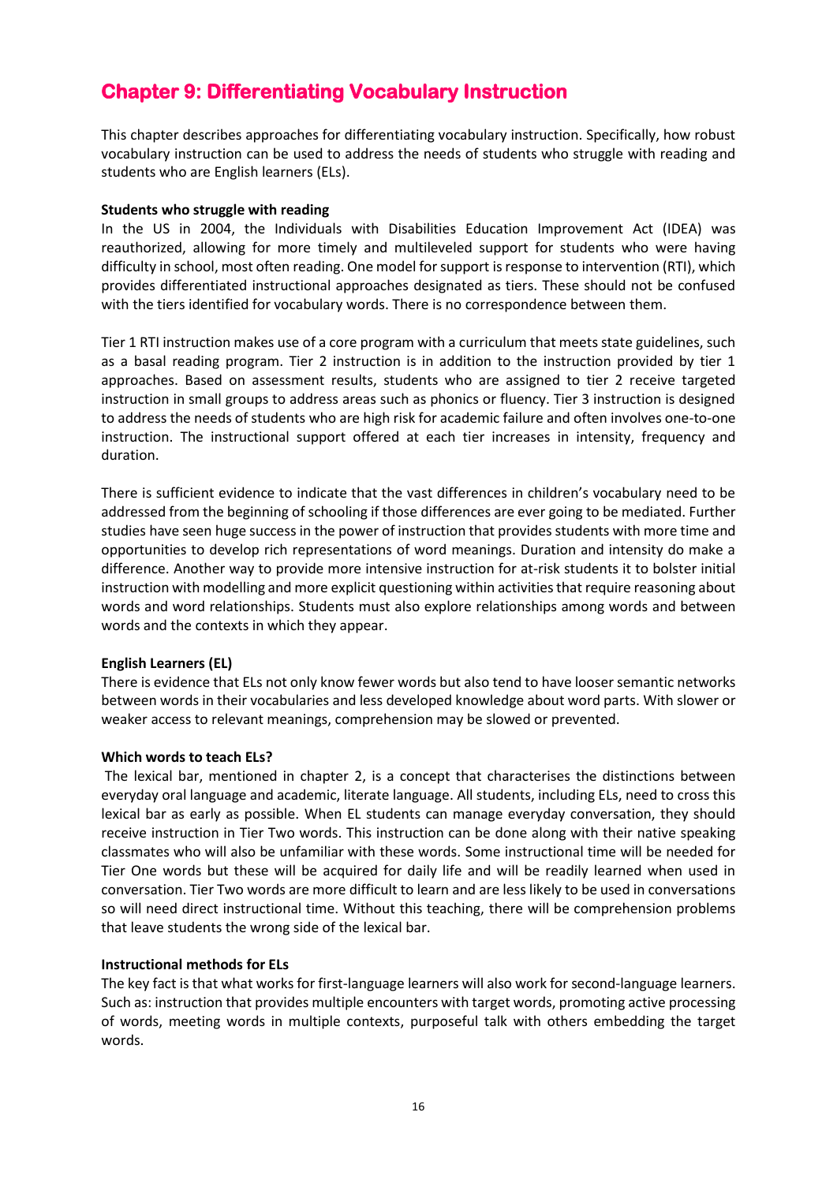# Chapter 9: Differentiating Vocabulary Instruction

This chapter describes approaches for differentiating vocabulary instruction. Specifically, how robust vocabulary instruction can be used to address the needs of students who struggle with reading and students who are English learners (ELs).

**Students who struggle with reading**

In the US in 2004, the Individuals with Disabilities Education Improvement Act (IDEA) was reauthorized, allowing for more timely and multileveled support for students who were having difficulty in school, most often reading. One model for support is response to intervention (RTI), which provides differentiated instructional approaches designated as tiers. These should not be confused with the tiers identified for vocabulary words. There is no correspondence between them.

Tier 1 RTI instruction makes use of a core program with a curriculum that meets state guidelines, such as a basal reading program. Tier 2 instruction is in addition to the instruction provided by tier 1 approaches. Based on assessment results, students who are assigned to tier 2 receive targeted instruction in small groups to address areas such as phonics or fluency. Tier 3 instruction is designed to address the needs of students who are high risk for academic failure and often involves one-to-one instruction. The instructional support offered at each tier increases in intensity, frequency and duration.

There is sufficient evidence to indicate that the vast differences in children's vocabulary need to be addressed from the beginning of schooling if those differences are ever going to be mediated. Further studies have seen huge success in the power of instruction that provides students with more time and opportunities to develop rich representations of word meanings. Duration and intensity do make a difference. Another way to provide more intensive instruction for at-risk students it to bolster initial instruction with modelling and more explicit questioning within activities that require reasoning about words and word relationships. Students must also explore relationships among words and between words and the contexts in which they appear.

**English Learners (EL)**

There is evidence that ELs not only know fewer words but also tend to have looser semantic networks between words in their vocabularies and less developed knowledge about word parts. With slower or weaker access to relevant meanings, comprehension may be slowed or prevented.

**Which words to teach ELs?**

The lexical bar, mentioned in chapter 2, is a concept that characterises the distinctions between everyday oral language and academic, literate language. All students, including ELs, need to cross this lexical bar as early as possible. When EL students can manage everyday conversation, they should receive instruction in Tier Two words. This instruction can be done along with their native speaking classmates who will also be unfamiliar with these words. Some instructional time will be needed for Tier One words but these will be acquired for daily life and will be readily learned when used in conversation. Tier Two words are more difficult to learn and are less likely to be used in conversations so will need direct instructional time. Without this teaching, there will be comprehension problems that leave students the wrong side of the lexical bar.

**Instructional methods for ELs**

The key fact is that what works for first-language learners will also work for second-language learners. Such as: instruction that provides multiple encounters with target words, promoting active processing of words, meeting words in multiple contexts, purposeful talk with others embedding the target words.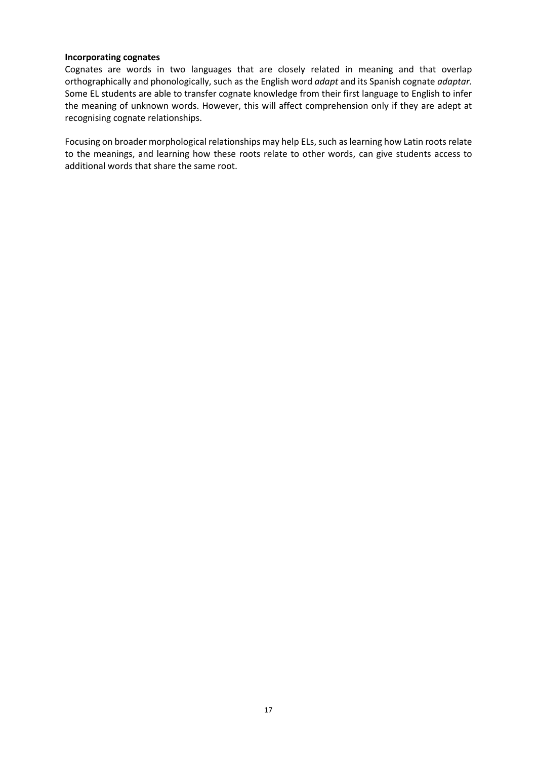**Incorporating cognates**

Cognates are words in two languages that are closely related in meaning and that overlap orthographically and phonologically, such as the English word *adapt* and its Spanish cognate *adaptar*. Some EL students are able to transfer cognate knowledge from their first language to English to infer the meaning of unknown words. However, this will affect comprehension only if they are adept at recognising cognate relationships.

Focusing on broader morphological relationships may help ELs, such as learning how Latin roots relate to the meanings, and learning how these roots relate to other words, can give students access to additional words that share the same root.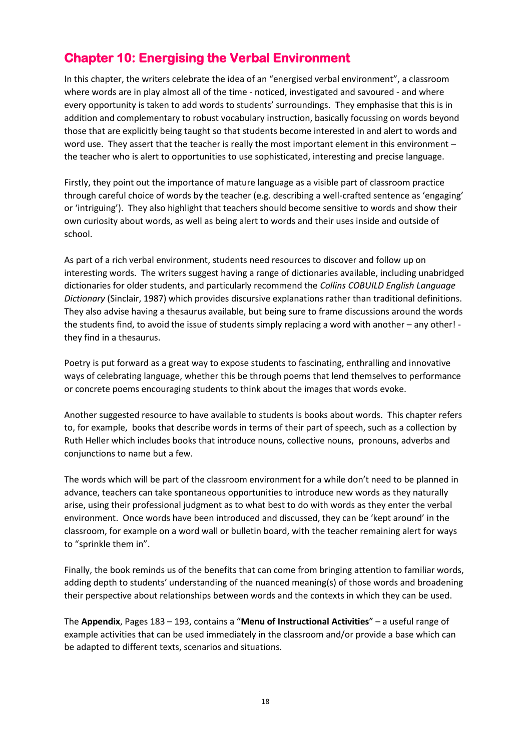## Chapter 10: Energising the Verbal Environment

In this chapter, the writers celebrate the idea of an "energised verbal environment", a classroom where words are in play almost all of the time - noticed, investigated and savoured - and where every opportunity is taken to add words to students' surroundings. They emphasise that this is in addition and complementary to robust vocabulary instruction, basically focussing on words beyond those that are explicitly being taught so that students become interested in and alert to words and word use. They assert that the teacher is really the most important element in this environment – the teacher who is alert to opportunities to use sophisticated, interesting and precise language.

Firstly, they point out the importance of mature language as a visible part of classroom practice through careful choice of words by the teacher (e.g. describing a well-crafted sentence as 'engaging' or 'intriguing'). They also highlight that teachers should become sensitive to words and show their own curiosity about words, as well as being alert to words and their uses inside and outside of school.

As part of a rich verbal environment, students need resources to discover and follow up on interesting words. The writers suggest having a range of dictionaries available, including unabridged dictionaries for older students, and particularly recommend the *Collins COBUILD English Language Dictionary* (Sinclair, 1987) which provides discursive explanations rather than traditional definitions. They also advise having a thesaurus available, but being sure to frame discussions around the words the students find, to avoid the issue of students simply replacing a word with another – any other! - they find in a thesaurus.

Poetry is put forward as a great way to expose students to fascinating, enthralling and innovative ways of celebrating language, whether this be through poems that lend themselves to performance or concrete poems encouraging students to think about the images that words evoke.

Another suggested resource to have available to students is books about words. This chapter refers to, for example, books that describe words in terms of their part of speech, such as a collection by Ruth Heller which includes books that introduce nouns, collective nouns, pronouns, adverbs and conjunctions to name but a few.

The words which will be part of the classroom environment for a while don't need to be planned in advance, teachers can take spontaneous opportunities to introduce new words as they naturally arise, using their professional judgment as to what best to do with words as they enter the verbal environment. Once words have been introduced and discussed, they can be 'kept around' in the classroom, for example on a word wall or bulletin board, with the teacher remaining alert for ways to "sprinkle them in".

Finally, the book reminds us of the benefits that can come from bringing attention to familiar words, adding depth to students' understanding of the nuanced meaning(s) of those words and broadening their perspective about relationships between words and the contexts in which they can be used.

The **Appendix**, Pages 183 – 193, contains a "**Menu of Instructional Activities**" – a useful range of example activities that can be used immediately in the classroom and/or provide a base which can be adapted to different texts, scenarios and situations.